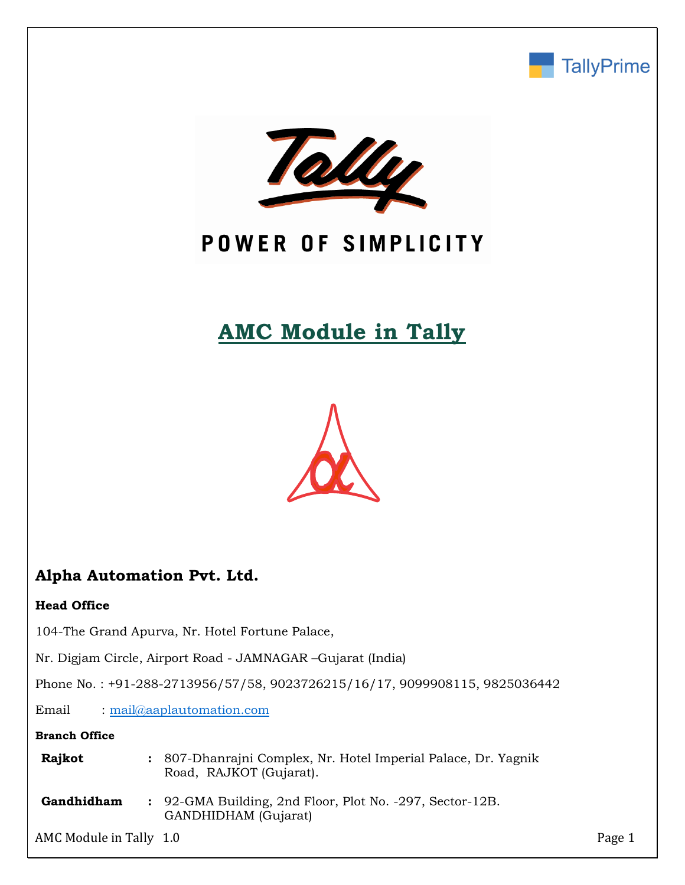# AMC Module in Tally

## Alpha Automation Pvt. Ltd.

**Head Office**

104-The Grand Apurva, Nr. Hotel Fortune Palace,

Nr. Digjam Circle, Airport Road - JAMNAGAR –Gujarat (India)

Phone No. : +91-288-2713956/57/58, 9023726215/16/17, 9099908115, 9825036442

Email : mail@aaplautomation.com

**Branch Office**

| | | |
|---|---|---|
| **Rajkot** | : | 807-Dhanrajni Complex, Nr. Hotel Imperial Palace, Dr. Yagnik Road, RAJKOT (Gujarat). |
| **Gandhidham** | : | 92-GMA Building, 2nd Floor, Plot No. -297, Sector-12B. GANDHIDHAM (Gujarat) |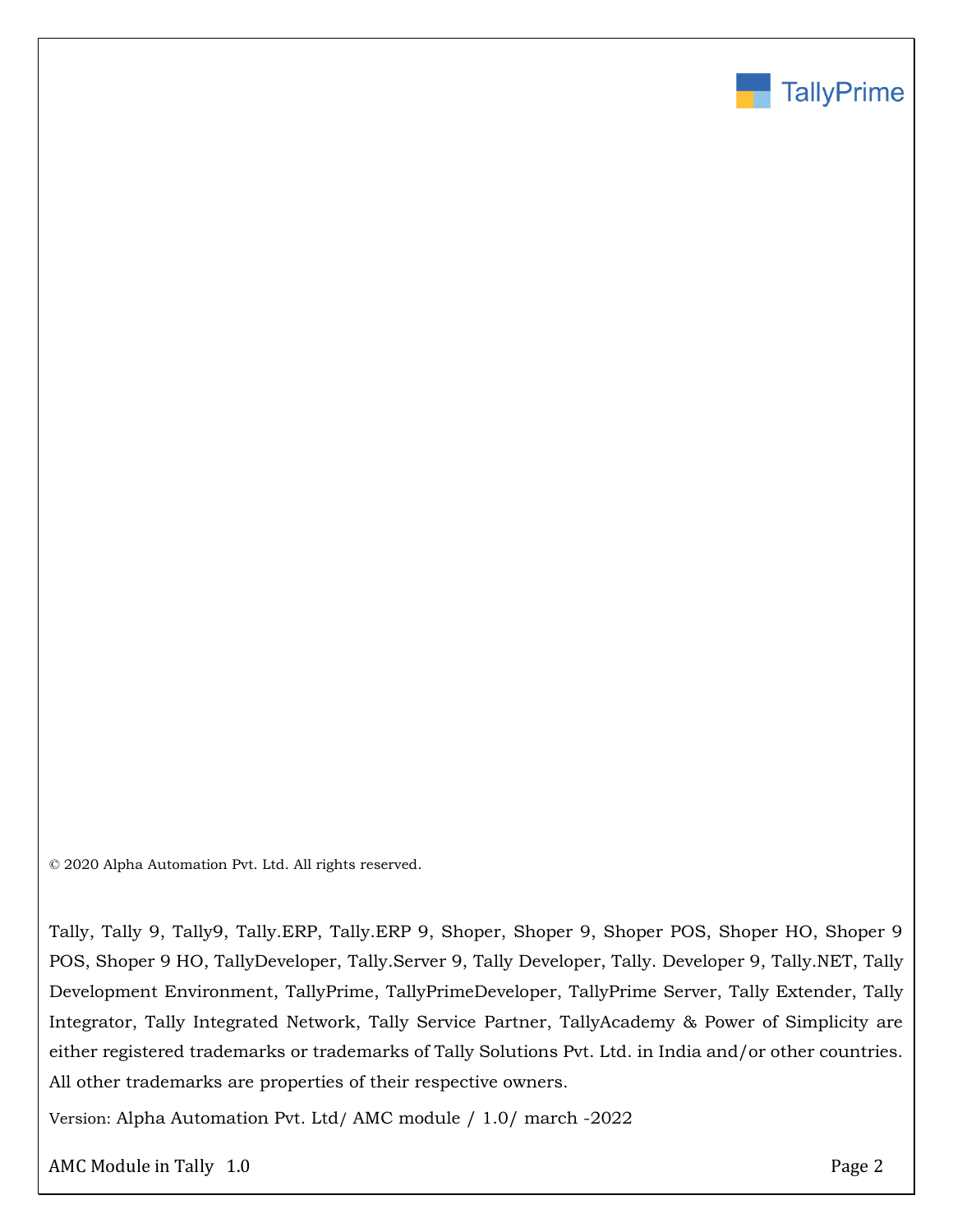© 2020 Alpha Automation Pvt. Ltd. All rights reserved.

Tally, Tally 9, Tally9, Tally.ERP, Tally.ERP 9, Shoper, Shoper 9, Shoper POS, Shoper HO, Shoper 9 POS, Shoper 9 HO, TallyDeveloper, Tally.Server 9, Tally Developer, Tally. Developer 9, Tally.NET, Tally Development Environment, TallyPrime, TallyPrimeDeveloper, TallyPrime Server, Tally Extender, Tally Integrator, Tally Integrated Network, Tally Service Partner, TallyAcademy & Power of Simplicity are either registered trademarks or trademarks of Tally Solutions Pvt. Ltd. in India and/or other countries. All other trademarks are properties of their respective owners.

Version: Alpha Automation Pvt. Ltd/ AMC module / 1.0/ march -2022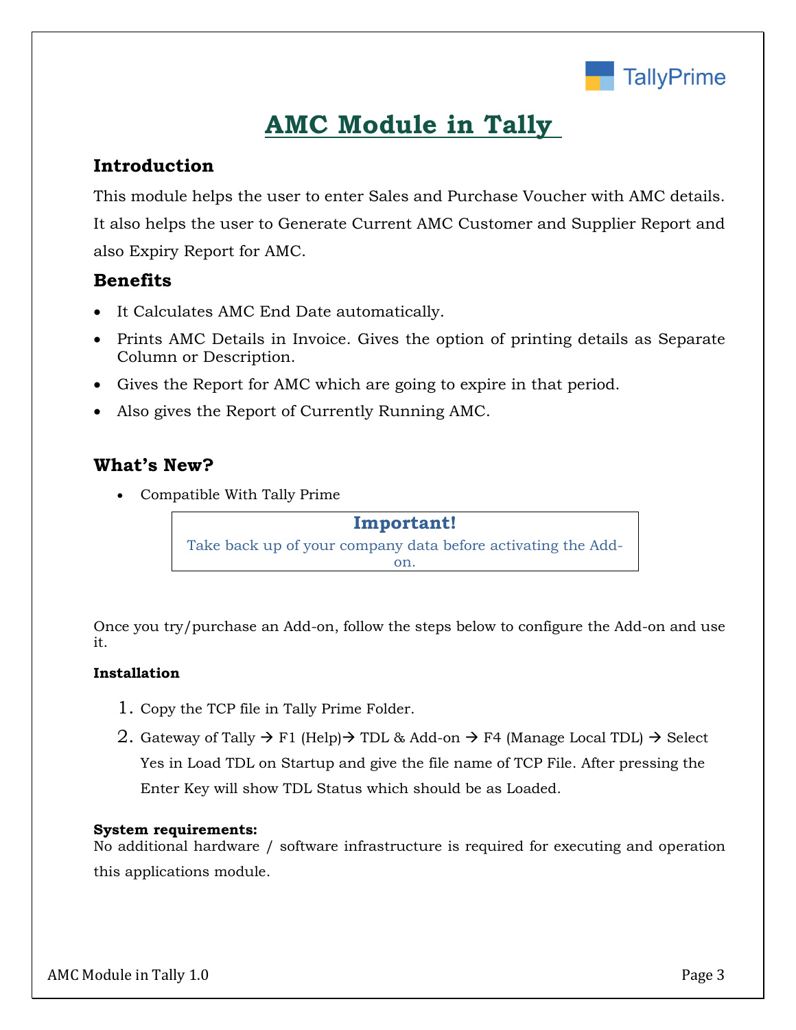# AMC Module in Tally

## Introduction

This module helps the user to enter Sales and Purchase Voucher with AMC details. It also helps the user to Generate Current AMC Customer and Supplier Report and also Expiry Report for AMC.

## Benefits

- It Calculates AMC End Date automatically.
- Prints AMC Details in Invoice. Gives the option of printing details as Separate Column or Description.
- Gives the Report for AMC which are going to expire in that period.
- Also gives the Report of Currently Running AMC.

## What's New?

- Compatible With Tally Prime

> **Important!**
> Take back up of your company data before activating the Add-on.

Once you try/purchase an Add-on, follow the steps below to configure the Add-on and use it.

**Installation**

1. Copy the TCP file in Tally Prime Folder.
2. Gateway of Tally → F1 (Help)→ TDL & Add-on → F4 (Manage Local TDL) → Select Yes in Load TDL on Startup and give the file name of TCP File. After pressing the Enter Key will show TDL Status which should be as Loaded.

**System requirements:**
No additional hardware / software infrastructure is required for executing and operation this applications module.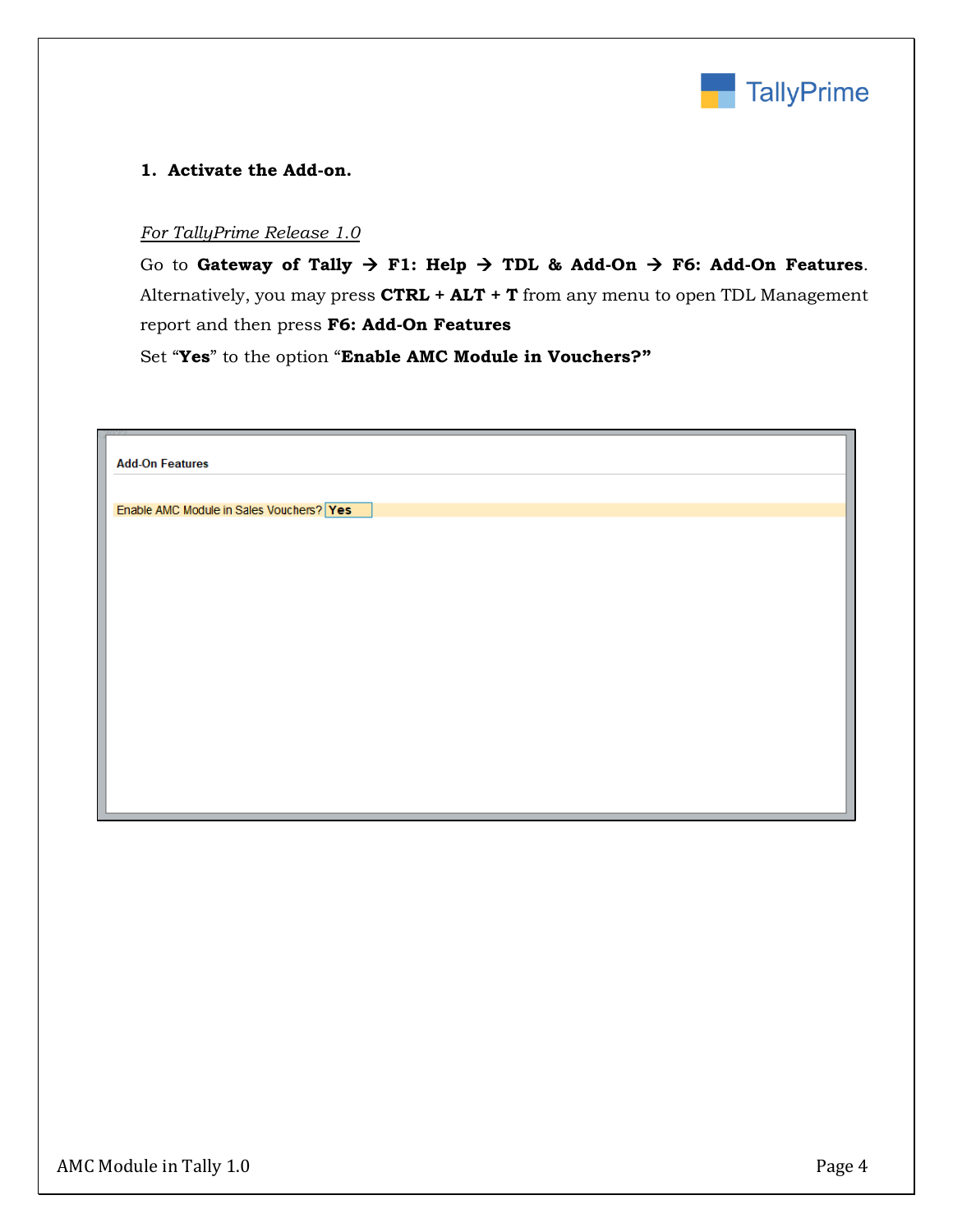## 1. Activate the Add-on.

*For TallyPrime Release 1.0*

Go to **Gateway of Tally → F1: Help → TDL & Add-On → F6: Add-On Features**. Alternatively, you may press **CTRL + ALT + T** from any menu to open TDL Management report and then press **F6: Add-On Features**

Set "**Yes**" to the option "**Enable AMC Module in Vouchers?**"

Add-On Features

Enable AMC Module in Sales Vouchers? Yes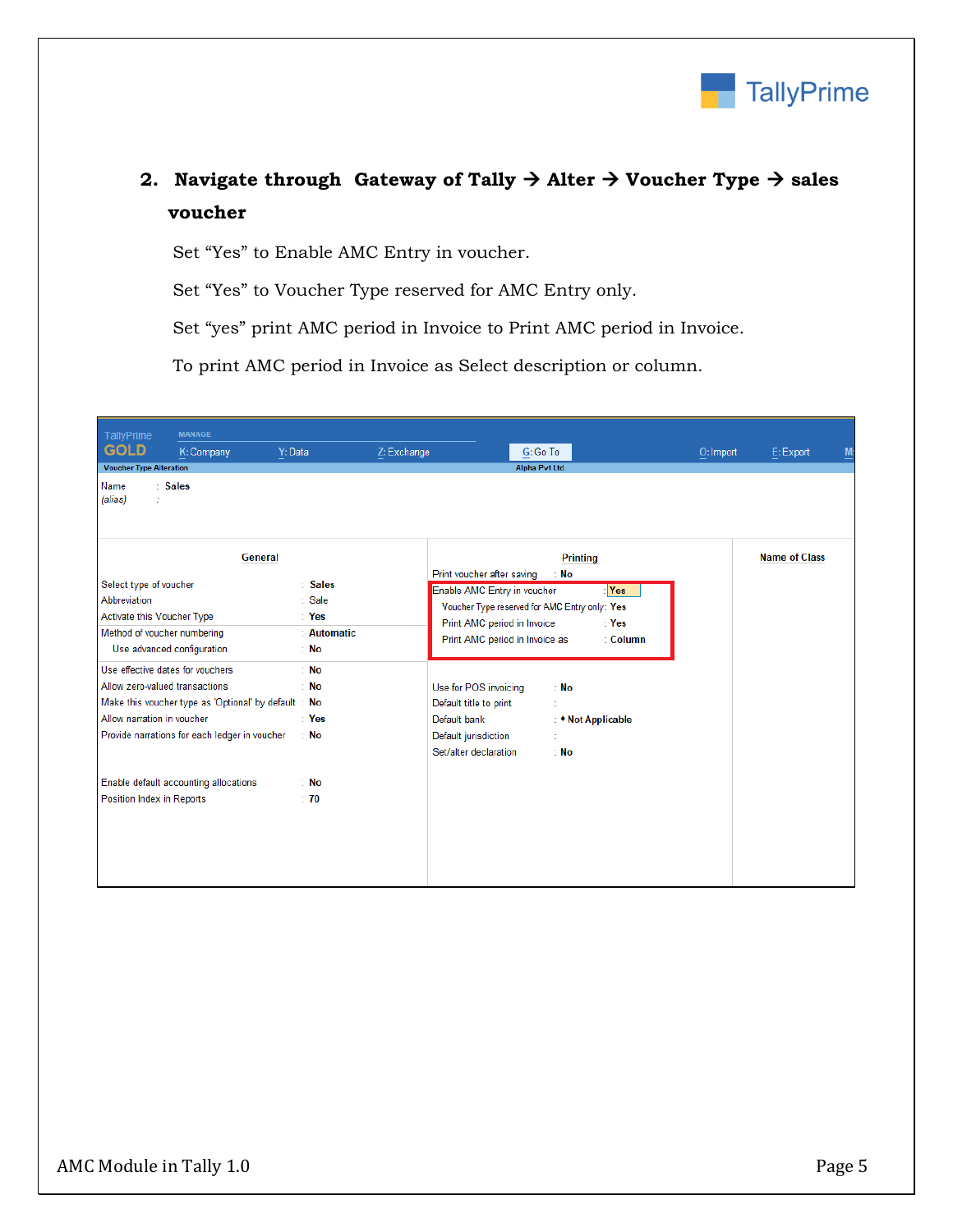2. **Navigate through Gateway of Tally → Alter → Voucher Type → sales voucher**

Set "Yes" to Enable AMC Entry in voucher.

Set "Yes" to Voucher Type reserved for AMC Entry only.

Set "yes" print AMC period in Invoice to Print AMC period in Invoice.

To print AMC period in Invoice as Select description or column.

TallyPrime GOLD | MANAGE | K: Company | Y: Data | Z: Exchange | G: Go To | O: Import | E: Export | M:

Voucher Type Alteration — Alpha Pvt Ltd.

Name : **Sales**
(alias) :

**General**

| | |
|---|---|
| Select type of voucher | Sales |
| Abbreviation | Sale |
| Activate this Voucher Type | Yes |
| Method of voucher numbering | Automatic |
| Use advanced configuration | No |
| Use effective dates for vouchers | No |
| Allow zero-valued transactions | No |
| Make this voucher type as 'Optional' by default | No |
| Allow narration in voucher | Yes |
| Provide narrations for each ledger in voucher | No |
| Enable default accounting allocations | No |
| Position Index in Reports | 70 |

**Printing**

| | |
|---|---|
| Print voucher after saving | No |
| Enable AMC Entry in voucher | Yes |
| Voucher Type reserved for AMC Entry only | Yes |
| Print AMC period in Invoice | Yes |
| Print AMC period in Invoice as | Column |
| Use for POS invoicing | No |
| Default title to print | |
| Default bank | ♦ Not Applicable |
| Default jurisdiction | |
| Set/alter declaration | No |

**Name of Class**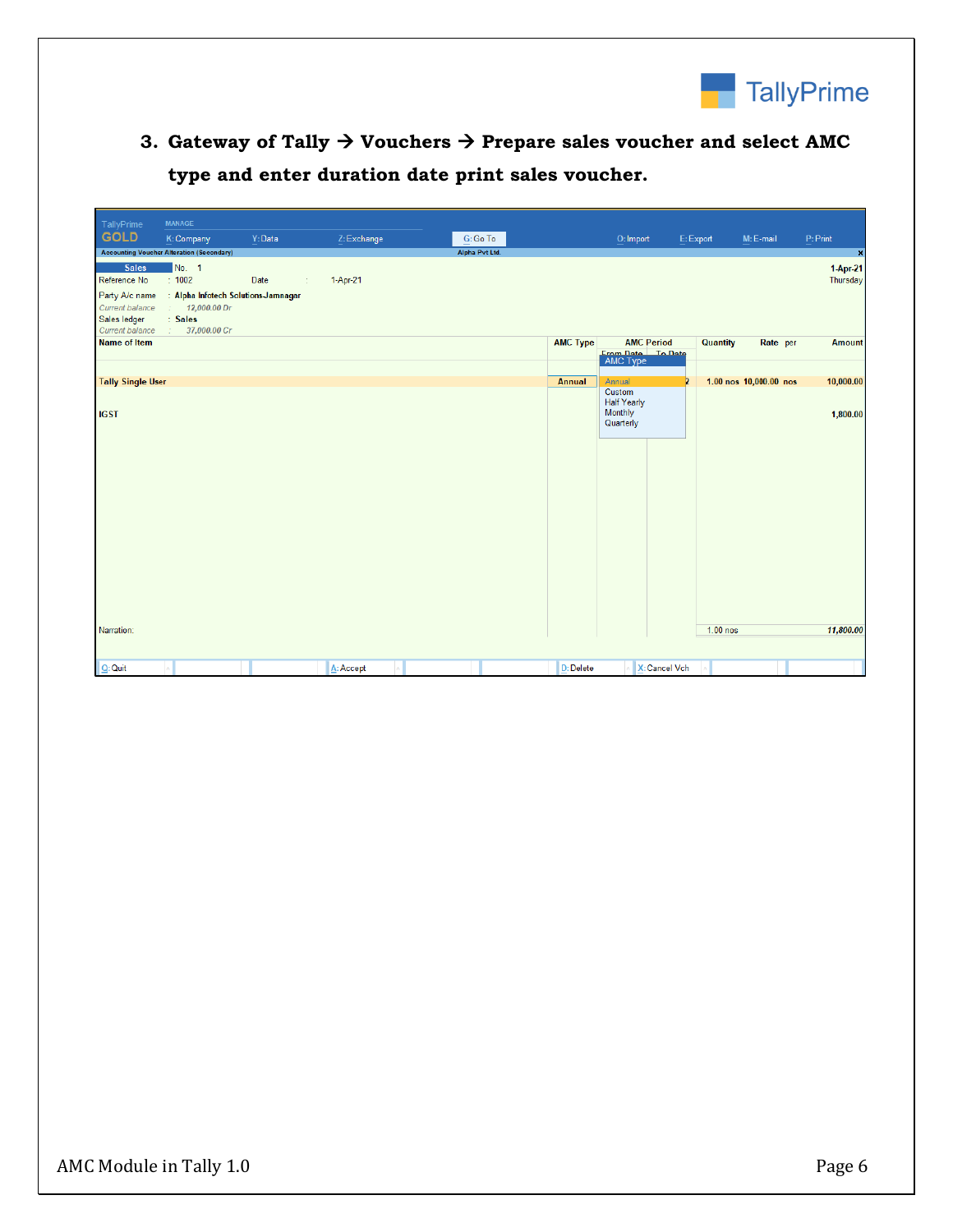3. **Gateway of Tally → Vouchers → Prepare sales voucher and select AMC type and enter duration date print sales voucher.**

TallyPrime GOLD | MANAGE | K: Company | Y: Data | Z: Exchange | G: Go To | O: Import | E: Export | M: E-mail | P: Print

Accounting Voucher Alteration (Secondary) — Alpha Pvt Ltd.

**Sales** No. 1 — 1-Apr-21, Thursday

Reference No : 1002 Date : 1-Apr-21

Party A/c name : **Alpha Infotech Solutions-Jamnagar**
*Current balance : 12,000.00 Dr*

Sales ledger : **Sales**
*Current balance : 37,000.00 Cr*

| Name of Item | AMC Type | AMC Period From Date | AMC Period To Date | Quantity | Rate | per | Amount |
|---|---|---|---|---|---|---|---|
| **Tally Single User** | **Annual** | | | 1.00 nos | 10,000.00 | nos | 10,000.00 |
| **IGST** | | | | | | | 1,800.00 |
| Narration: | | | | 1.00 nos | | | **11,800.00** |

AMC Type list: Annual, Custom, Half Yearly, Monthly, Quarterly

Q: Quit | A: Accept | D: Delete | X: Cancel Vch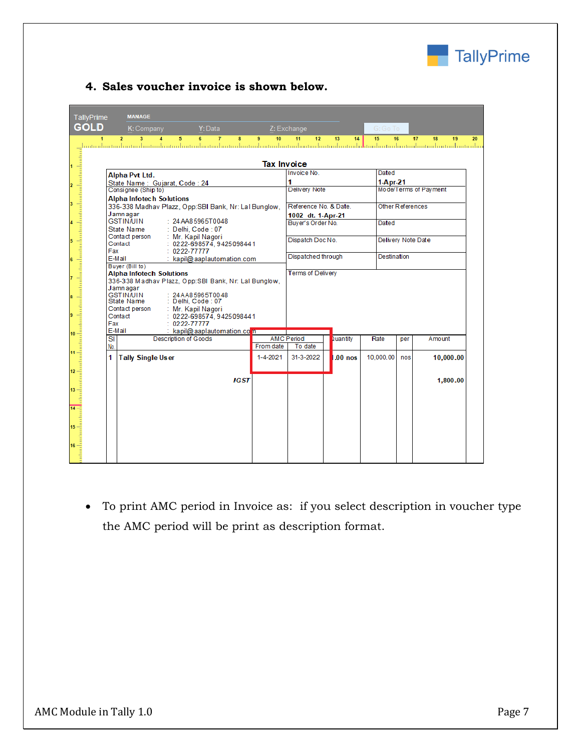4. **Sales voucher invoice is shown below.**

TallyPrime GOLD — MANAGE — K: Company — Y: Data — Z: Exchange — G: Go To

**Tax Invoice**

| | | |
|---|---|---|
| **Alpha Pvt Ltd.**<br>State Name : Gujarat, Code : 24 | Invoice No.<br>**1** | Dated<br>**1-Apr-21** |
| Consignee (Ship to)<br>**Alpha Infotech Solutions**<br>336-338 Madhav Plazz, Opp:SBI Bank, Nr: Lal Bunglow, Jamnagar<br>GSTIN/UIN : 24AA85965T0048<br>State Name : Delhi, Code : 07<br>Contact person : Mr. Kapil Nagori<br>Contact : 0222-698574, 9425098441<br>Fax : 0222-77777<br>E-Mail : kapil@aaplautomation.com | Delivery Note | Mode/Terms of Payment |
| | Reference No. & Date.<br>**1002 dt. 1-Apr-21** | Other References |
| | Buyer's Order No. | Dated |
| | Dispatch Doc No. | Delivery Note Date |
| | Dispatched through | Destination |
| Buyer (Bill to)<br>**Alpha Infotech Solutions**<br>336-338 Madhav Plazz, Opp:SBI Bank, Nr: Lal Bunglow, Jamnagar<br>GSTIN/UIN : 24AA85965T0048<br>State Name : Delhi, Code : 07<br>Contact person : Mr. Kapil Nagori<br>Contact : 0222-698574, 9425098441<br>Fax : 0222-77777<br>E-Mail : kapil@aaplautomation.com | Terms of Delivery | |

| Sl No. | Description of Goods | AMC Period | | Quantity | Rate | per | Amount |
|---|---|---|---|---|---|---|---|
| | | From date | To date | | | | |
| 1 | **Tally Single User** | 1-4-2021 | 31-3-2022 | **1.00 nos** | 10,000.00 | nos | **10,000.00** |
| | ***IGST*** | | | | | | **1,800.00** |

- To print AMC period in Invoice as: if you select description in voucher type the AMC period will be print as description format.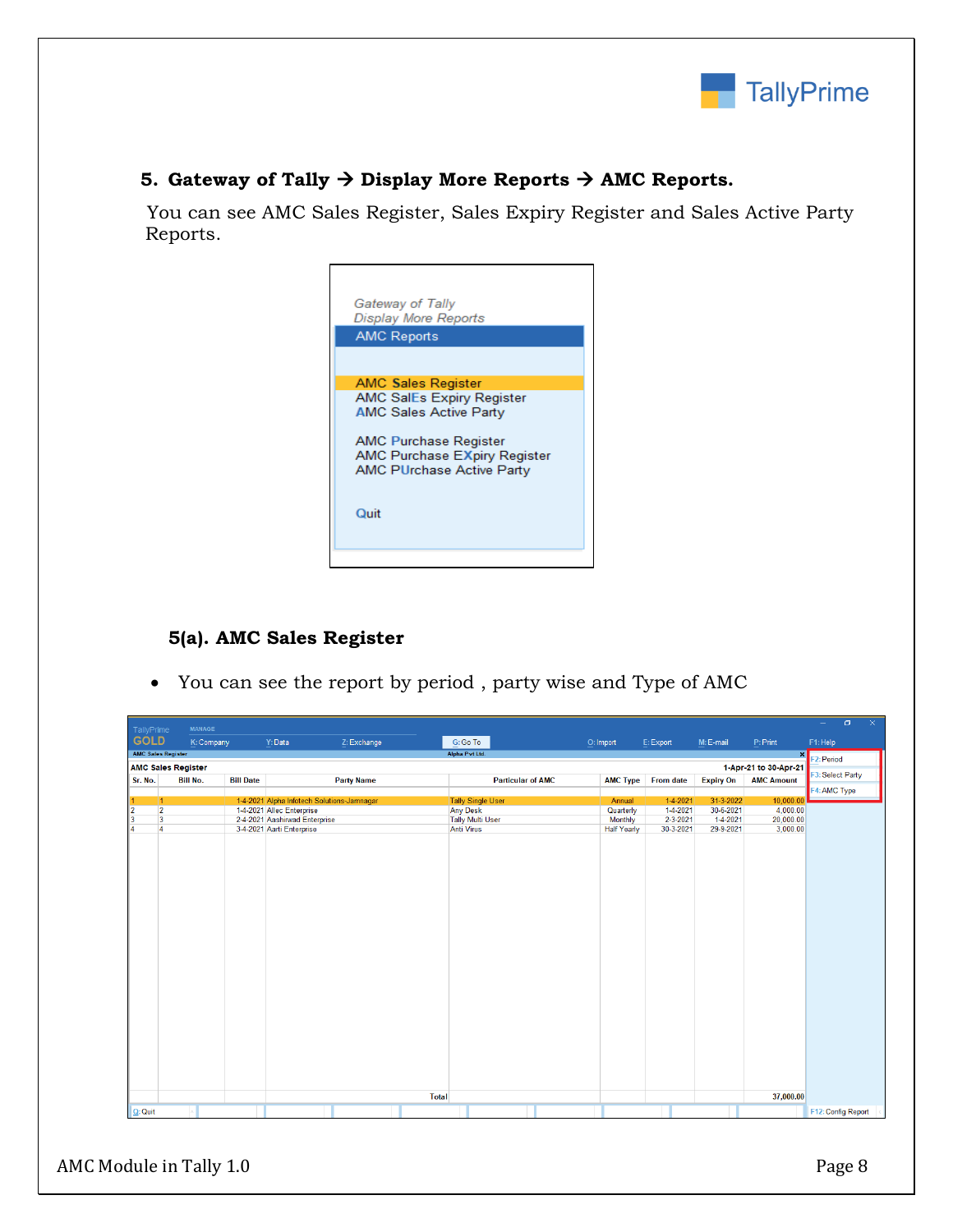## 5. Gateway of Tally → Display More Reports → AMC Reports.

You can see AMC Sales Register, Sales Expiry Register and Sales Active Party Reports.

Gateway of Tally
Display More Reports
**AMC Reports**

- AMC Sales Register
- AMC SalEs Expiry Register
- AMC Sales Active Party
- AMC Purchase Register
- AMC Purchase EXpiry Register
- AMC PUrchase Active Party
- Quit

### 5(a). AMC Sales Register

- You can see the report by period , party wise and Type of AMC

**AMC Sales Register** — 1-Apr-21 to 30-Apr-21

| Sr. No. | Bill No. | Bill Date | Party Name | Particular of AMC | AMC Type | From date | Expiry On | AMC Amount |
|---|---|---|---|---|---|---|---|---|
| 1 | 1 | 1-4-2021 | Alpha Infotech Solutions-Jamnagar | Tally Single User | Annual | 1-4-2021 | 31-3-2022 | 10,000.00 |
| 2 | 2 | 1-4-2021 | Allec Enterprise | Any Desk | Quarterly | 1-4-2021 | 30-6-2021 | 4,000.00 |
| 3 | 3 | 2-4-2021 | Aashirwad Enterprise | Tally Multi User | Monthly | 2-3-2021 | 1-4-2021 | 20,000.00 |
| 4 | 4 | 3-4-2021 | Aarti Enterprise | Anti Virus | Half Yearly | 30-3-2021 | 29-9-2021 | 3,000.00 |
| | | | | Total | | | | 37,000.00 |

F2: Period
F3: Select Party
F4: AMC Type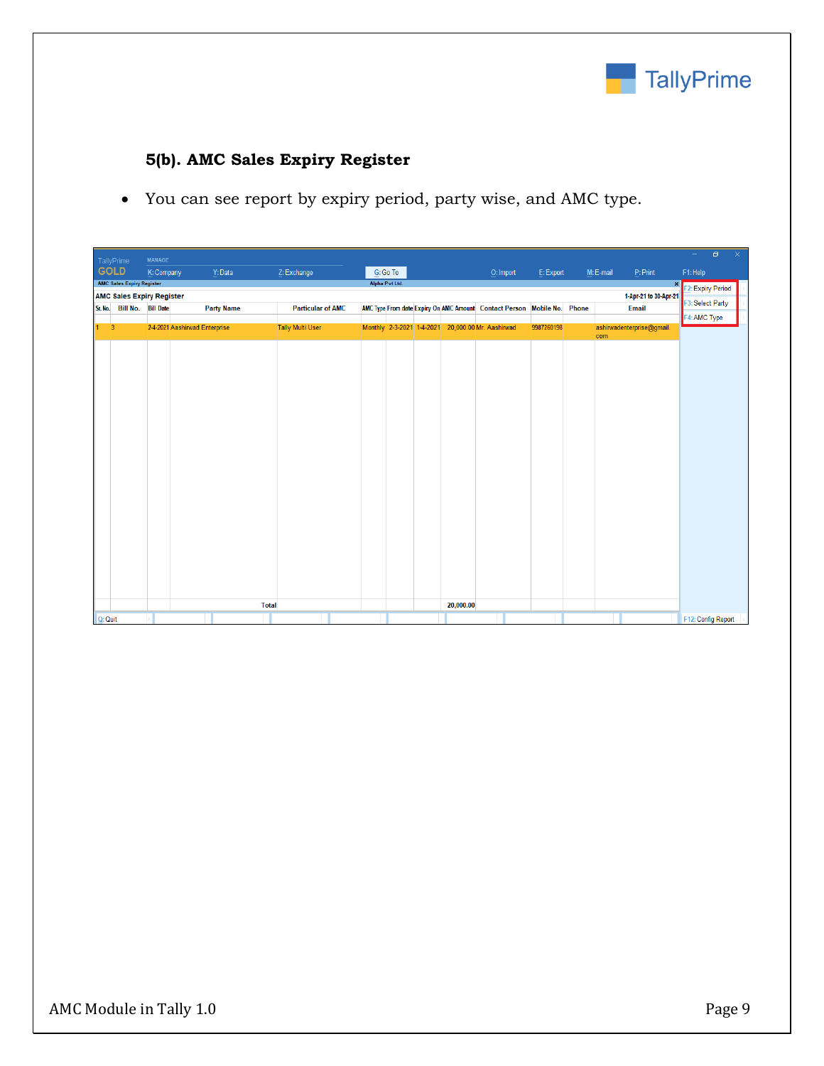#### 5(b). AMC Sales Expiry Register

- You can see report by expiry period, party wise, and AMC type.

| Sl. No. | Bill No. | Bill Date | Party Name | Particular of AMC | AMC Type | From date | Expiry On | AMC Amount | Contact Person | Mobile No. | Phone | Email |
|---|---|---|---|---|---|---|---|---|---|---|---|---|
| 1 | 3 | 2-4-2021 | Aashirwad Enterprise | Tally Multi User | Monthly | 2-3-2021 | 1-4-2021 | 20,000.00 | Mr. Aashirwad | 9987260198 | | ashirwadenterprise@gmail.com |
| | | | Total | | | | | 20,000.00 | | | | |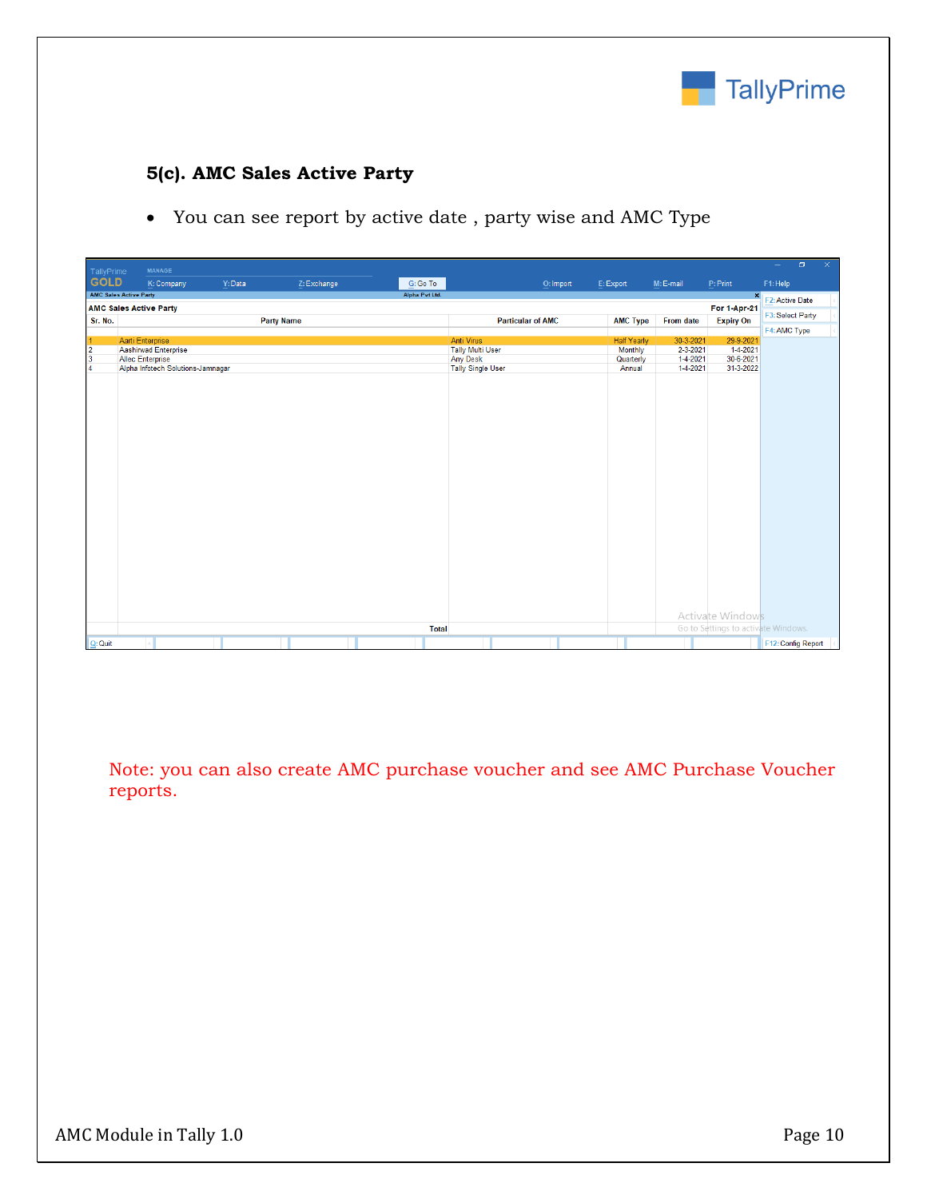## 5(c). AMC Sales Active Party

- You can see report by active date , party wise and AMC Type

AMC Sales Active Party — For 1-Apr-21

| Sr. No. | Party Name | Particular of AMC | AMC Type | From date | Expiry On |
|---|---|---|---|---|---|
| 1 | Aarti Enterprise | Anti Virus | Half Yearly | 30-3-2021 | 29-9-2021 |
| 2 | Aashirwad Enterprise | Tally Multi User | Monthly | 2-3-2021 | 1-4-2021 |
| 3 | Allec Enterprise | Any Desk | Quarterly | 1-4-2021 | 30-6-2021 |
| 4 | Alpha Infotech Solutions-Jamnagar | Tally Single User | Annual | 1-4-2021 | 31-3-2022 |
| | Total | | | | |

Note: you can also create AMC purchase voucher and see AMC Purchase Voucher reports.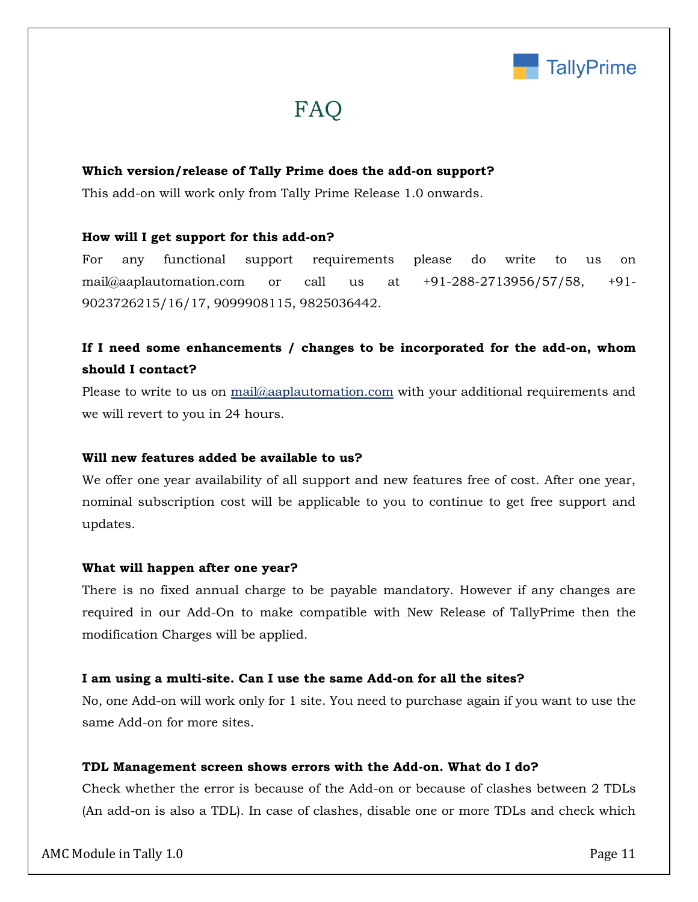# FAQ

**Which version/release of Tally Prime does the add-on support?**

This add-on will work only from Tally Prime Release 1.0 onwards.

**How will I get support for this add-on?**

For any functional support requirements please do write to us on mail@aaplautomation.com or call us at +91-288-2713956/57/58, +91-9023726215/16/17, 9099908115, 9825036442.

**If I need some enhancements / changes to be incorporated for the add-on, whom should I contact?**

Please to write to us on mail@aaplautomation.com with your additional requirements and we will revert to you in 24 hours.

**Will new features added be available to us?**

We offer one year availability of all support and new features free of cost. After one year, nominal subscription cost will be applicable to you to continue to get free support and updates.

**What will happen after one year?**

There is no fixed annual charge to be payable mandatory. However if any changes are required in our Add-On to make compatible with New Release of TallyPrime then the modification Charges will be applied.

**I am using a multi-site. Can I use the same Add-on for all the sites?**

No, one Add-on will work only for 1 site. You need to purchase again if you want to use the same Add-on for more sites.

**TDL Management screen shows errors with the Add-on. What do I do?**

Check whether the error is because of the Add-on or because of clashes between 2 TDLs (An add-on is also a TDL). In case of clashes, disable one or more TDLs and check which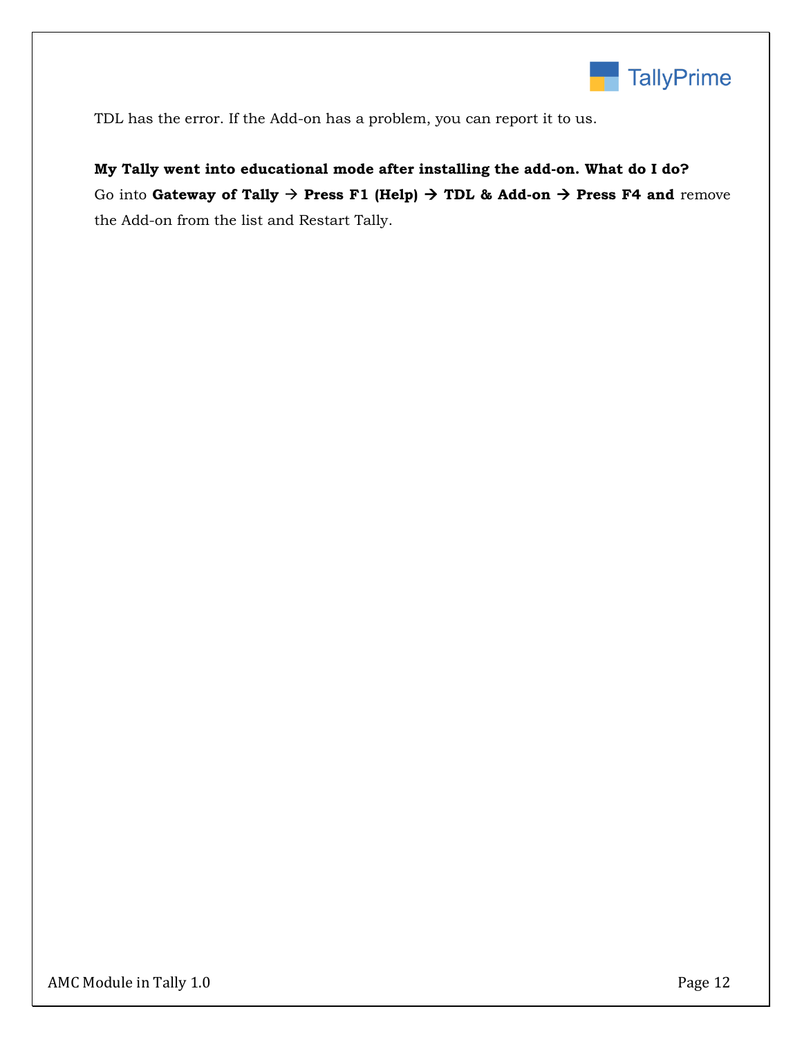TDL has the error. If the Add-on has a problem, you can report it to us.

**My Tally went into educational mode after installing the add-on. What do I do?**

Go into **Gateway of Tally → Press F1 (Help) → TDL & Add-on → Press F4 and** remove the Add-on from the list and Restart Tally.